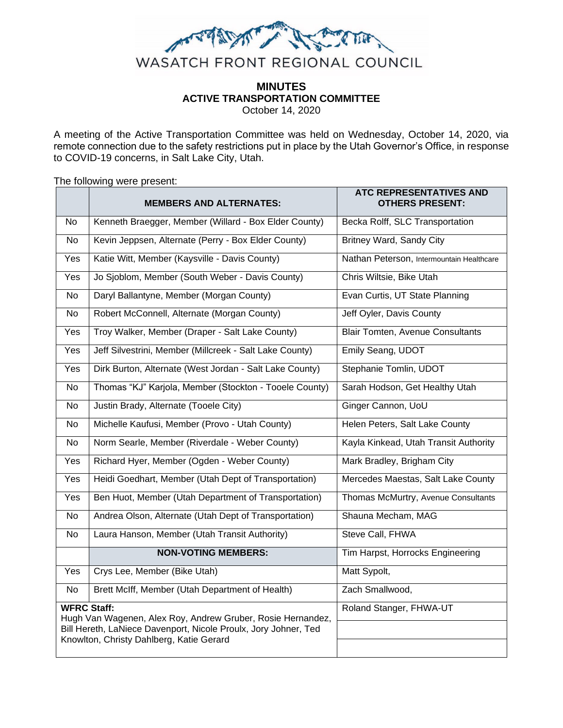WASATCH FRONT REGIONAL COUNCIL

**MINUTES**
**ACTIVE TRANSPORTATION COMMITTEE**
October 14, 2020

A meeting of the Active Transportation Committee was held on Wednesday, October 14, 2020, via remote connection due to the safety restrictions put in place by the Utah Governor's Office, in response to COVID-19 concerns, in Salt Lake City, Utah.

The following were present:

| | **MEMBERS AND ALTERNATES:** | **ATC REPRESENTATIVES AND OTHERS PRESENT:** |
|---|---|---|
| No | Kenneth Braegger, Member (Willard - Box Elder County) | Becka Rolff, SLC Transportation |
| No | Kevin Jeppsen, Alternate (Perry - Box Elder County) | Britney Ward, Sandy City |
| Yes | Katie Witt, Member (Kaysville - Davis County) | Nathan Peterson, Intermountain Healthcare |
| Yes | Jo Sjoblom, Member (South Weber - Davis County) | Chris Wiltsie, Bike Utah |
| No | Daryl Ballantyne, Member (Morgan County) | Evan Curtis, UT State Planning |
| No | Robert McConnell, Alternate (Morgan County) | Jeff Oyler, Davis County |
| Yes | Troy Walker, Member (Draper - Salt Lake County) | Blair Tomten, Avenue Consultants |
| Yes | Jeff Silvestrini, Member (Millcreek - Salt Lake County) | Emily Seang, UDOT |
| Yes | Dirk Burton, Alternate (West Jordan - Salt Lake County) | Stephanie Tomlin, UDOT |
| No | Thomas "KJ" Karjola, Member (Stockton - Tooele County) | Sarah Hodson, Get Healthy Utah |
| No | Justin Brady, Alternate (Tooele City) | Ginger Cannon, UoU |
| No | Michelle Kaufusi, Member (Provo - Utah County) | Helen Peters, Salt Lake County |
| No | Norm Searle, Member (Riverdale - Weber County) | Kayla Kinkead, Utah Transit Authority |
| Yes | Richard Hyer, Member (Ogden - Weber County) | Mark Bradley, Brigham City |
| Yes | Heidi Goedhart, Member (Utah Dept of Transportation) | Mercedes Maestas, Salt Lake County |
| Yes | Ben Huot, Member (Utah Department of Transportation) | Thomas McMurtry, Avenue Consultants |
| No | Andrea Olson, Alternate (Utah Dept of Transportation) | Shauna Mecham, MAG |
| No | Laura Hanson, Member (Utah Transit Authority) | Steve Call, FHWA |
| | **NON-VOTING MEMBERS:** | Tim Harpst, Horrocks Engineering |
| Yes | Crys Lee, Member (Bike Utah) | Matt Sypolt, |
| No | Brett McIff, Member (Utah Department of Health) | Zach Smallwood, |
| **WFRC Staff:** Hugh Van Wagenen, Alex Roy, Andrew Gruber, Rosie Hernandez, Bill Hereth, LaNiece Davenport, Nicole Proulx, Jory Johner, Ted Knowlton, Christy Dahlberg, Katie Gerard | | Roland Stanger, FHWA-UT |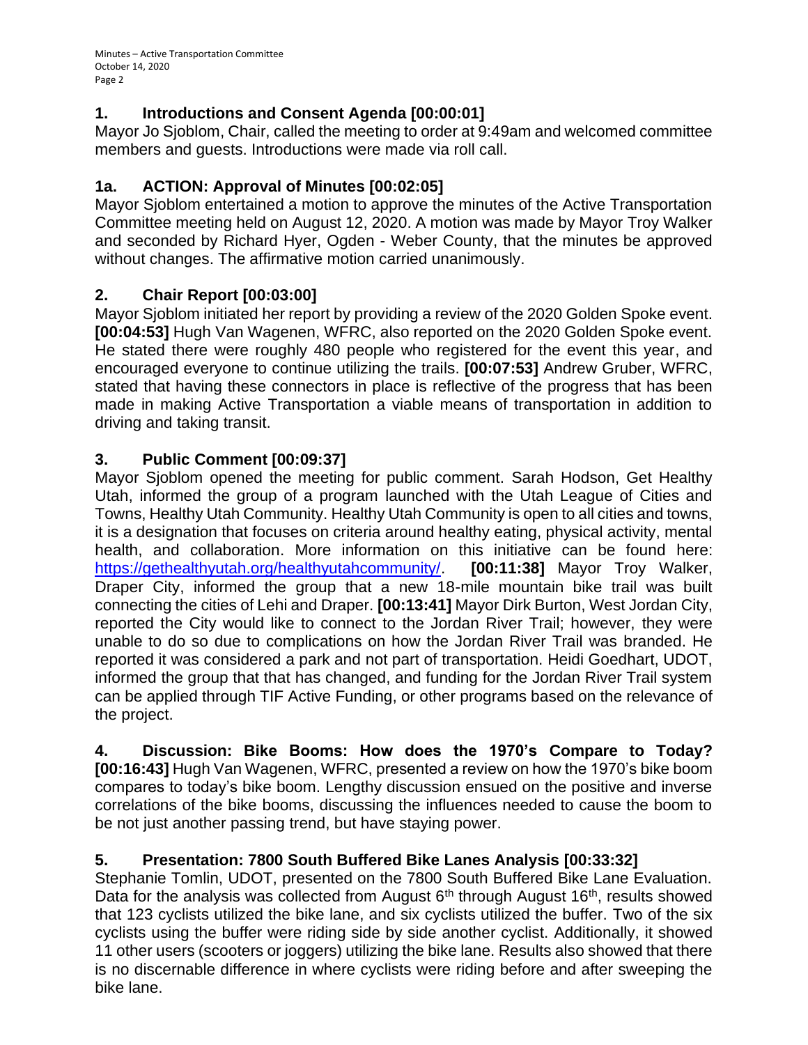## 1. Introductions and Consent Agenda [00:00:01]

Mayor Jo Sjoblom, Chair, called the meeting to order at 9:49am and welcomed committee members and guests. Introductions were made via roll call.

## 1a. ACTION: Approval of Minutes [00:02:05]

Mayor Sjoblom entertained a motion to approve the minutes of the Active Transportation Committee meeting held on August 12, 2020. A motion was made by Mayor Troy Walker and seconded by Richard Hyer, Ogden - Weber County, that the minutes be approved without changes. The affirmative motion carried unanimously.

## 2. Chair Report [00:03:00]

Mayor Sjoblom initiated her report by providing a review of the 2020 Golden Spoke event. **[00:04:53]** Hugh Van Wagenen, WFRC, also reported on the 2020 Golden Spoke event. He stated there were roughly 480 people who registered for the event this year, and encouraged everyone to continue utilizing the trails. **[00:07:53]** Andrew Gruber, WFRC, stated that having these connectors in place is reflective of the progress that has been made in making Active Transportation a viable means of transportation in addition to driving and taking transit.

## 3. Public Comment [00:09:37]

Mayor Sjoblom opened the meeting for public comment. Sarah Hodson, Get Healthy Utah, informed the group of a program launched with the Utah League of Cities and Towns, Healthy Utah Community. Healthy Utah Community is open to all cities and towns, it is a designation that focuses on criteria around healthy eating, physical activity, mental health, and collaboration. More information on this initiative can be found here: [https://gethealthyutah.org/healthyutahcommunity/](https://gethealthyutah.org/healthyutahcommunity/). **[00:11:38]** Mayor Troy Walker, Draper City, informed the group that a new 18-mile mountain bike trail was built connecting the cities of Lehi and Draper. **[00:13:41]** Mayor Dirk Burton, West Jordan City, reported the City would like to connect to the Jordan River Trail; however, they were unable to do so due to complications on how the Jordan River Trail was branded. He reported it was considered a park and not part of transportation. Heidi Goedhart, UDOT, informed the group that that has changed, and funding for the Jordan River Trail system can be applied through TIF Active Funding, or other programs based on the relevance of the project.

## 4. Discussion: Bike Booms: How does the 1970's Compare to Today?

**[00:16:43]** Hugh Van Wagenen, WFRC, presented a review on how the 1970's bike boom compares to today's bike boom. Lengthy discussion ensued on the positive and inverse correlations of the bike booms, discussing the influences needed to cause the boom to be not just another passing trend, but have staying power.

## 5. Presentation: 7800 South Buffered Bike Lanes Analysis [00:33:32]

Stephanie Tomlin, UDOT, presented on the 7800 South Buffered Bike Lane Evaluation. Data for the analysis was collected from August 6th through August 16th, results showed that 123 cyclists utilized the bike lane, and six cyclists utilized the buffer. Two of the six cyclists using the buffer were riding side by side another cyclist. Additionally, it showed 11 other users (scooters or joggers) utilizing the bike lane. Results also showed that there is no discernable difference in where cyclists were riding before and after sweeping the bike lane.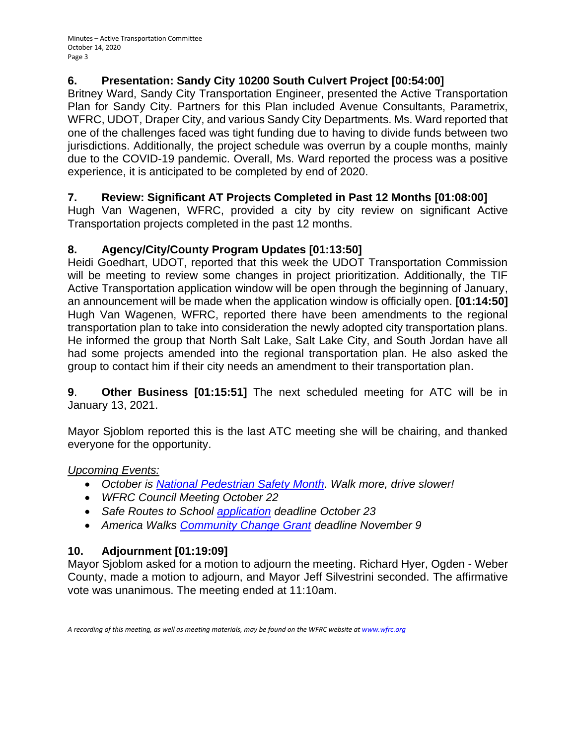## 6. Presentation: Sandy City 10200 South Culvert Project [00:54:00]

Britney Ward, Sandy City Transportation Engineer, presented the Active Transportation Plan for Sandy City. Partners for this Plan included Avenue Consultants, Parametrix, WFRC, UDOT, Draper City, and various Sandy City Departments. Ms. Ward reported that one of the challenges faced was tight funding due to having to divide funds between two jurisdictions. Additionally, the project schedule was overrun by a couple months, mainly due to the COVID-19 pandemic. Overall, Ms. Ward reported the process was a positive experience, it is anticipated to be completed by end of 2020.

## 7. Review: Significant AT Projects Completed in Past 12 Months [01:08:00]

Hugh Van Wagenen, WFRC, provided a city by city review on significant Active Transportation projects completed in the past 12 months.

## 8. Agency/City/County Program Updates [01:13:50]

Heidi Goedhart, UDOT, reported that this week the UDOT Transportation Commission will be meeting to review some changes in project prioritization. Additionally, the TIF Active Transportation application window will be open through the beginning of January, an announcement will be made when the application window is officially open. **[01:14:50]** Hugh Van Wagenen, WFRC, reported there have been amendments to the regional transportation plan to take into consideration the newly adopted city transportation plans. He informed the group that North Salt Lake, Salt Lake City, and South Jordan have all had some projects amended into the regional transportation plan. He also asked the group to contact him if their city needs an amendment to their transportation plan.

**9**. **Other Business [01:15:51]** The next scheduled meeting for ATC will be in January 13, 2021.

Mayor Sjoblom reported this is the last ATC meeting she will be chairing, and thanked everyone for the opportunity.

*Upcoming Events:*

- *October is National Pedestrian Safety Month. Walk more, drive slower!*
- *WFRC Council Meeting October 22*
- *Safe Routes to School application deadline October 23*
- *America Walks Community Change Grant deadline November 9*

## 10. Adjournment [01:19:09]

Mayor Sjoblom asked for a motion to adjourn the meeting. Richard Hyer, Ogden - Weber County, made a motion to adjourn, and Mayor Jeff Silvestrini seconded. The affirmative vote was unanimous. The meeting ended at 11:10am.

*A recording of this meeting, as well as meeting materials, may be found on the WFRC website at www.wfrc.org*